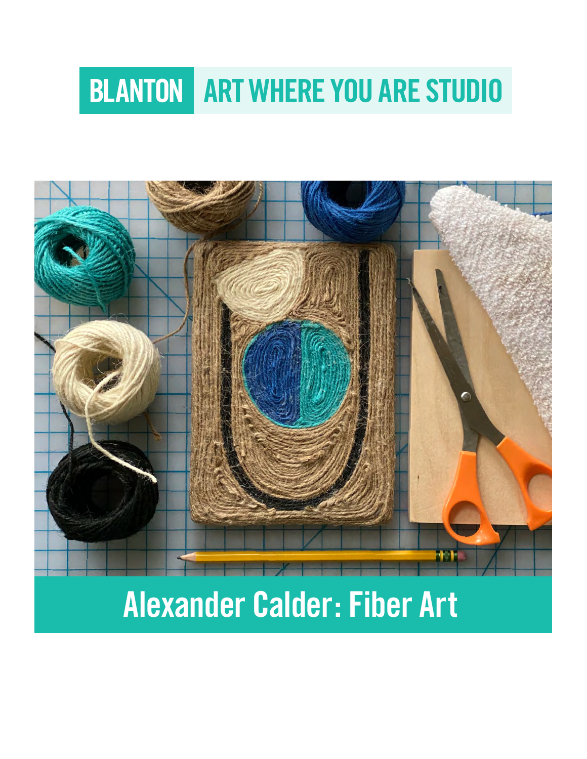BLANTON ART WHERE YOU ARE STUDIO

# Alexander Calder: Fiber Art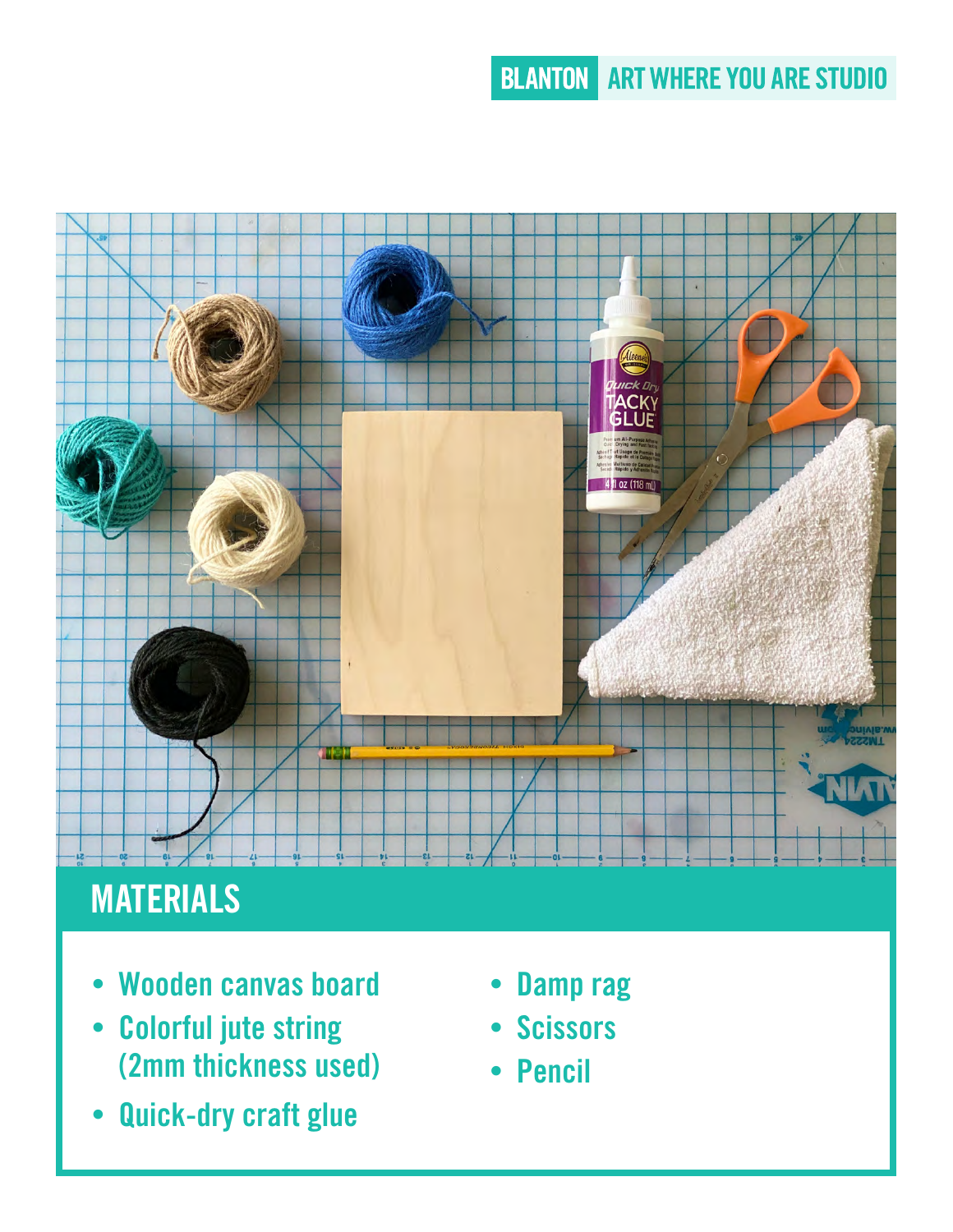## MATERIALS

- Wooden canvas board
- Colorful jute string (2mm thickness used)
- Quick-dry craft glue
- Damp rag
- Scissors
- Pencil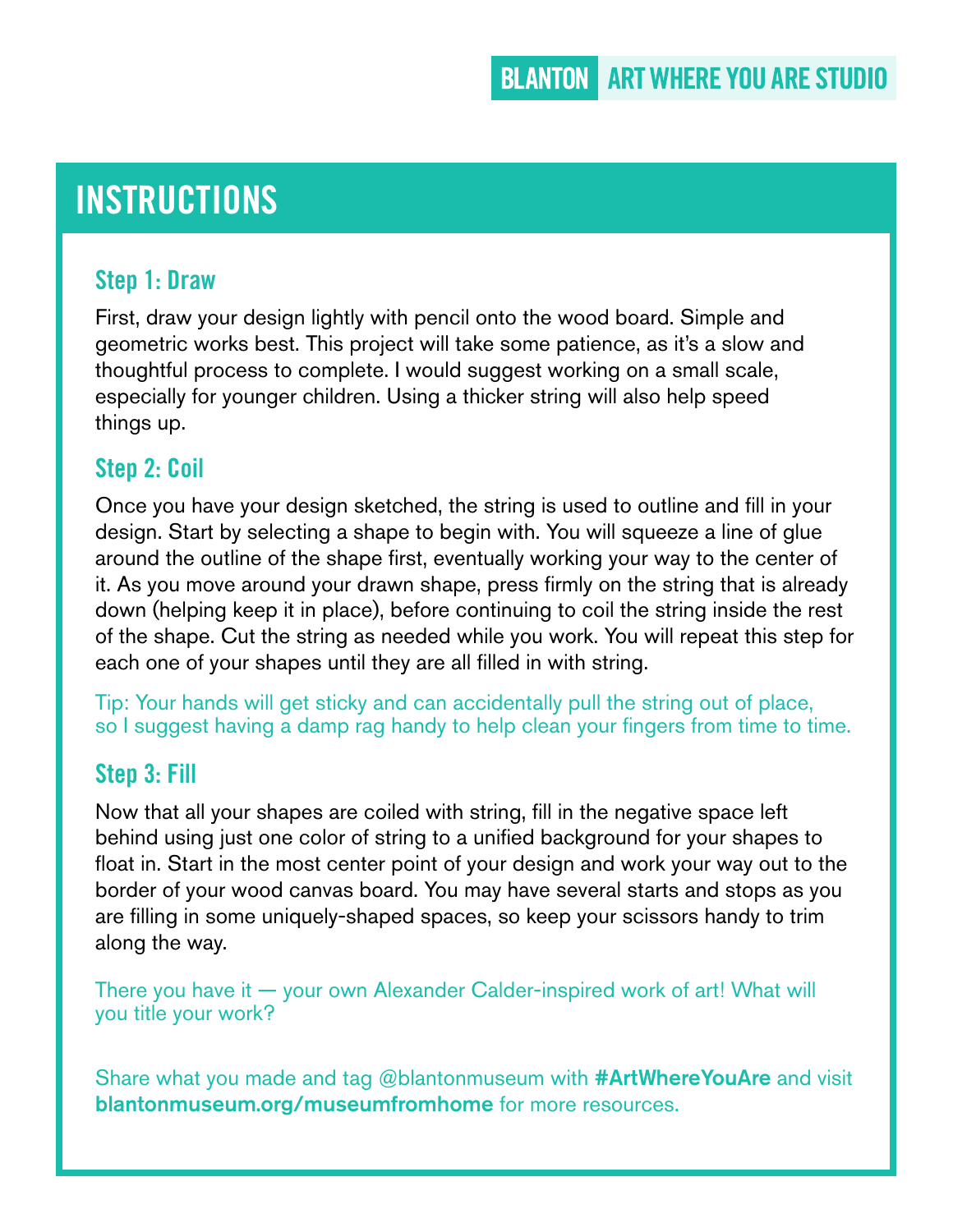# INSTRUCTIONS

### Step 1: Draw

First, draw your design lightly with pencil onto the wood board. Simple and geometric works best. This project will take some patience, as it's a slow and thoughtful process to complete. I would suggest working on a small scale, especially for younger children. Using a thicker string will also help speed things up.

### Step 2: Coil

Once you have your design sketched, the string is used to outline and fill in your design. Start by selecting a shape to begin with. You will squeeze a line of glue around the outline of the shape first, eventually working your way to the center of it. As you move around your drawn shape, press firmly on the string that is already down (helping keep it in place), before continuing to coil the string inside the rest of the shape. Cut the string as needed while you work. You will repeat this step for each one of your shapes until they are all filled in with string.

Tip: Your hands will get sticky and can accidentally pull the string out of place, so I suggest having a damp rag handy to help clean your fingers from time to time.

### Step 3: Fill

Now that all your shapes are coiled with string, fill in the negative space left behind using just one color of string to a unified background for your shapes to float in. Start in the most center point of your design and work your way out to the border of your wood canvas board. You may have several starts and stops as you are filling in some uniquely-shaped spaces, so keep your scissors handy to trim along the way.

There you have it — your own Alexander Calder-inspired work of art! What will you title your work?

Share what you made and tag @blantonmuseum with **#ArtWhereYouAre** and visit **blantonmuseum.org/museumfromhome** for more resources.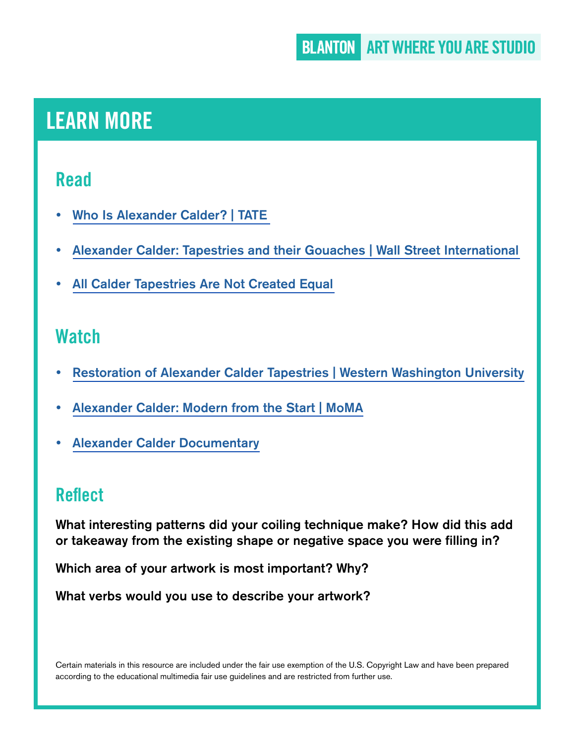# LEARN MORE

## Read

- Who Is Alexander Calder? | TATE
- Alexander Calder: Tapestries and their Gouaches | Wall Street International
- All Calder Tapestries Are Not Created Equal

## Watch

- Restoration of Alexander Calder Tapestries | Western Washington University
- Alexander Calder: Modern from the Start | MoMA
- Alexander Calder Documentary

## Reflect

**What interesting patterns did your coiling technique make? How did this add or takeaway from the existing shape or negative space you were filling in?**

**Which area of your artwork is most important? Why?**

**What verbs would you use to describe your artwork?**

Certain materials in this resource are included under the fair use exemption of the U.S. Copyright Law and have been prepared according to the educational multimedia fair use guidelines and are restricted from further use.